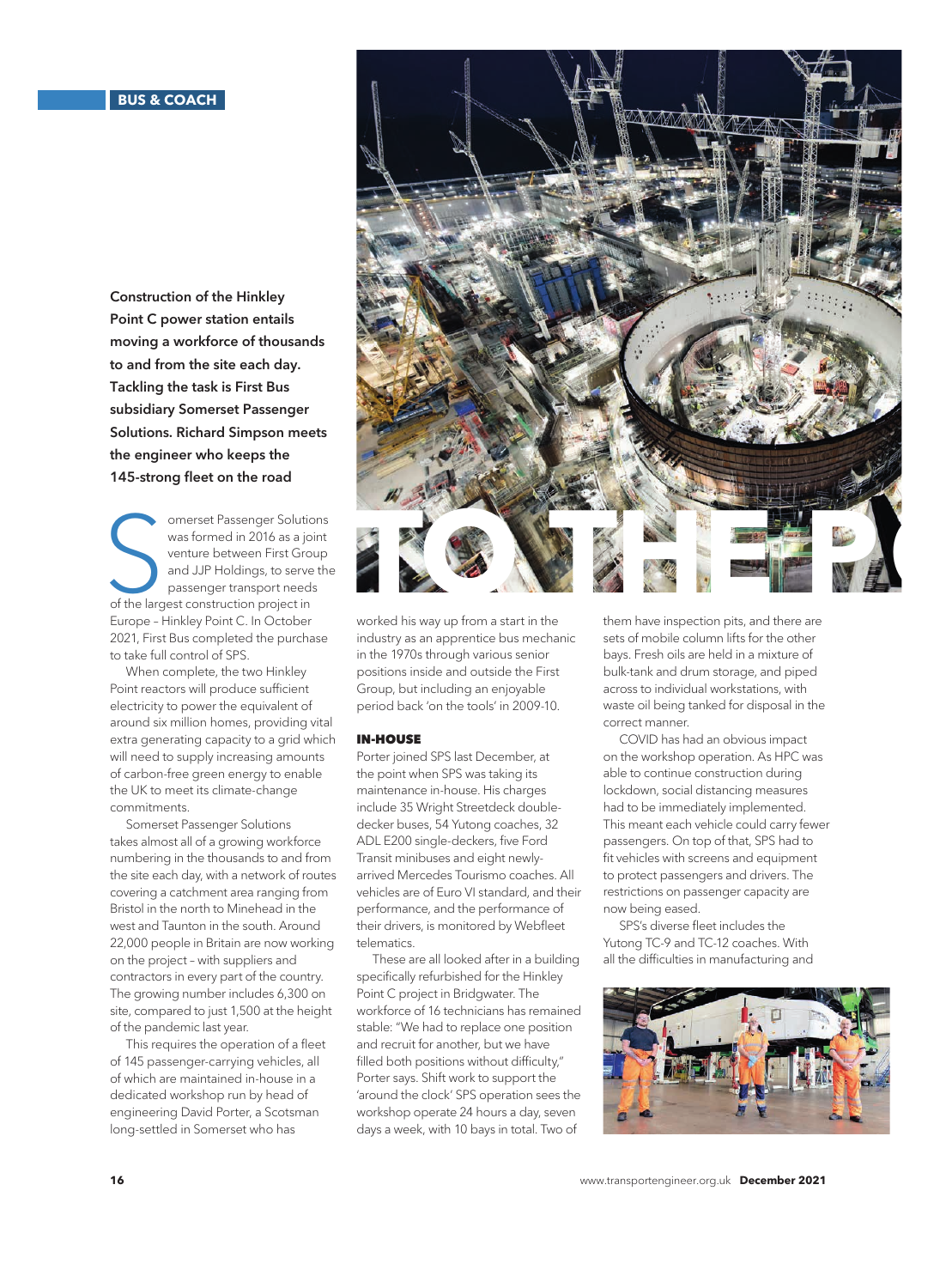BUS & COACH

# TO THE P

**Construction of the Hinkley Point C power station entails moving a workforce of thousands to and from the site each day. Tackling the task is First Bus subsidiary Somerset Passenger Solutions. Richard Simpson meets the engineer who keeps the 145-strong fleet on the road**

Somerset Passenger Solutions was formed in 2016 as a joint venture between First Group and JJP Holdings, to serve the passenger transport needs of the largest construction project in Europe – Hinkley Point C. In October 2021, First Bus completed the purchase to take full control of SPS.

When complete, the two Hinkley Point reactors will produce sufficient electricity to power the equivalent of around six million homes, providing vital extra generating capacity to a grid which will need to supply increasing amounts of carbon-free green energy to enable the UK to meet its climate-change commitments.

Somerset Passenger Solutions takes almost all of a growing workforce numbering in the thousands to and from the site each day, with a network of routes covering a catchment area ranging from Bristol in the north to Minehead in the west and Taunton in the south. Around 22,000 people in Britain are now working on the project – with suppliers and contractors in every part of the country. The growing number includes 6,300 on site, compared to just 1,500 at the height of the pandemic last year.

This requires the operation of a fleet of 145 passenger-carrying vehicles, all of which are maintained in-house in a dedicated workshop run by head of engineering David Porter, a Scotsman long-settled in Somerset who has worked his way up from a start in the industry as an apprentice bus mechanic in the 1970s through various senior positions inside and outside the First Group, but including an enjoyable period back 'on the tools' in 2009-10.

## IN-HOUSE

Porter joined SPS last December, at the point when SPS was taking its maintenance in-house. His charges include 35 Wright Streetdeck double-decker buses, 54 Yutong coaches, 32 ADL E200 single-deckers, five Ford Transit minibuses and eight newly-arrived Mercedes Tourismo coaches. All vehicles are of Euro VI standard, and their performance, and the performance of their drivers, is monitored by Webfleet telematics.

These are all looked after in a building specifically refurbished for the Hinkley Point C project in Bridgwater. The workforce of 16 technicians has remained stable: "We had to replace one position and recruit for another, but we have filled both positions without difficulty," Porter says. Shift work to support the 'around the clock' SPS operation sees the workshop operate 24 hours a day, seven days a week, with 10 bays in total. Two of them have inspection pits, and there are sets of mobile column lifts for the other bays. Fresh oils are held in a mixture of bulk-tank and drum storage, and piped across to individual workstations, with waste oil being tanked for disposal in the correct manner.

COVID has had an obvious impact on the workshop operation. As HPC was able to continue construction during lockdown, social distancing measures had to be immediately implemented. This meant each vehicle could carry fewer passengers. On top of that, SPS had to fit vehicles with screens and equipment to protect passengers and drivers. The restrictions on passenger capacity are now being eased.

SPS's diverse fleet includes the Yutong TC-9 and TC-12 coaches. With all the difficulties in manufacturing and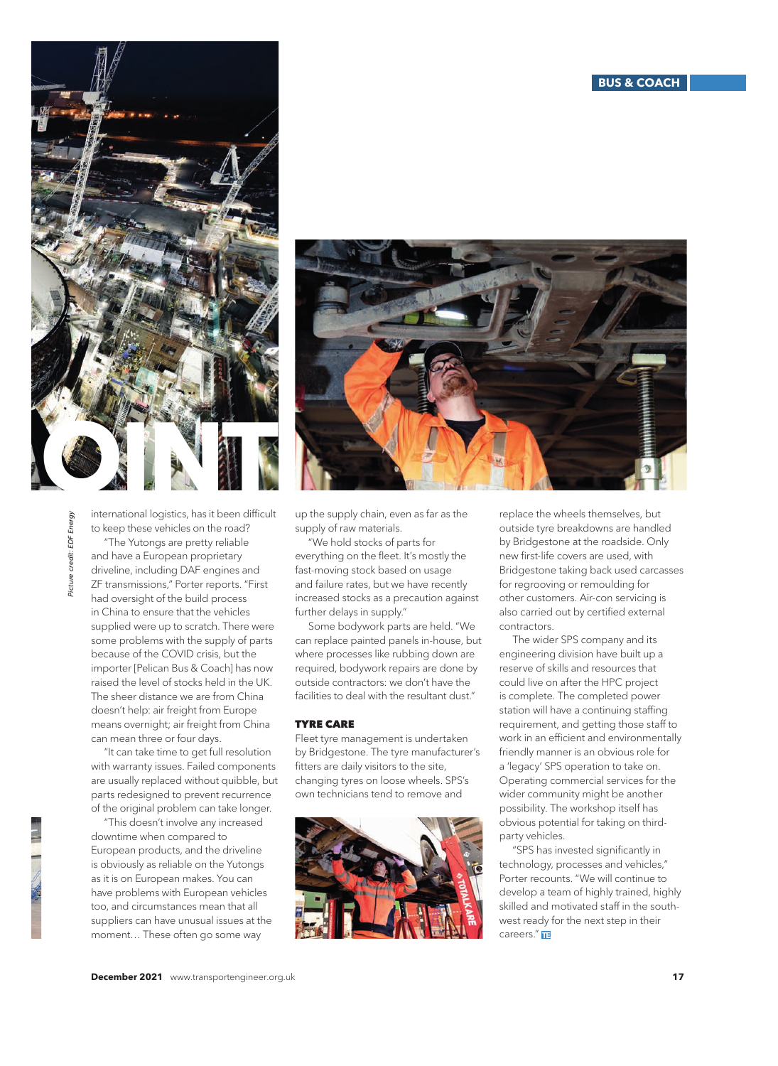*Picture credit: EDF Energy*

international logistics, has it been difficult to keep these vehicles on the road?

"The Yutongs are pretty reliable and have a European proprietary driveline, including DAF engines and ZF transmissions," Porter reports. "First had oversight of the build process in China to ensure that the vehicles supplied were up to scratch. There were some problems with the supply of parts because of the COVID crisis, but the importer [Pelican Bus & Coach] has now raised the level of stocks held in the UK. The sheer distance we are from China doesn't help: air freight from Europe means overnight; air freight from China can mean three or four days.

"It can take time to get full resolution with warranty issues. Failed components are usually replaced without quibble, but parts redesigned to prevent recurrence of the original problem can take longer.

"This doesn't involve any increased downtime when compared to European products, and the driveline is obviously as reliable on the Yutongs as it is on European makes. You can have problems with European vehicles too, and circumstances mean that all suppliers can have unusual issues at the moment… These often go some way up the supply chain, even as far as the supply of raw materials.

"We hold stocks of parts for everything on the fleet. It's mostly the fast-moving stock based on usage and failure rates, but we have recently increased stocks as a precaution against further delays in supply."

Some bodywork parts are held. "We can replace painted panels in-house, but where processes like rubbing down are required, bodywork repairs are done by outside contractors: we don't have the facilities to deal with the resultant dust."

## TYRE CARE

Fleet tyre management is undertaken by Bridgestone. The tyre manufacturer's fitters are daily visitors to the site, changing tyres on loose wheels. SPS's own technicians tend to remove and replace the wheels themselves, but outside tyre breakdowns are handled by Bridgestone at the roadside. Only new first-life covers are used, with Bridgestone taking back used carcasses for regrooving or remoulding for other customers. Air-con servicing is also carried out by certified external contractors.

The wider SPS company and its engineering division have built up a reserve of skills and resources that could live on after the HPC project is complete. The completed power station will have a continuing staffing requirement, and getting those staff to work in an efficient and environmentally friendly manner is an obvious role for a 'legacy' SPS operation to take on. Operating commercial services for the wider community might be another possibility. The workshop itself has obvious potential for taking on third-party vehicles.

"SPS has invested significantly in technology, processes and vehicles," Porter recounts. "We will continue to develop a team of highly trained, highly skilled and motivated staff in the south-west ready for the next step in their careers."